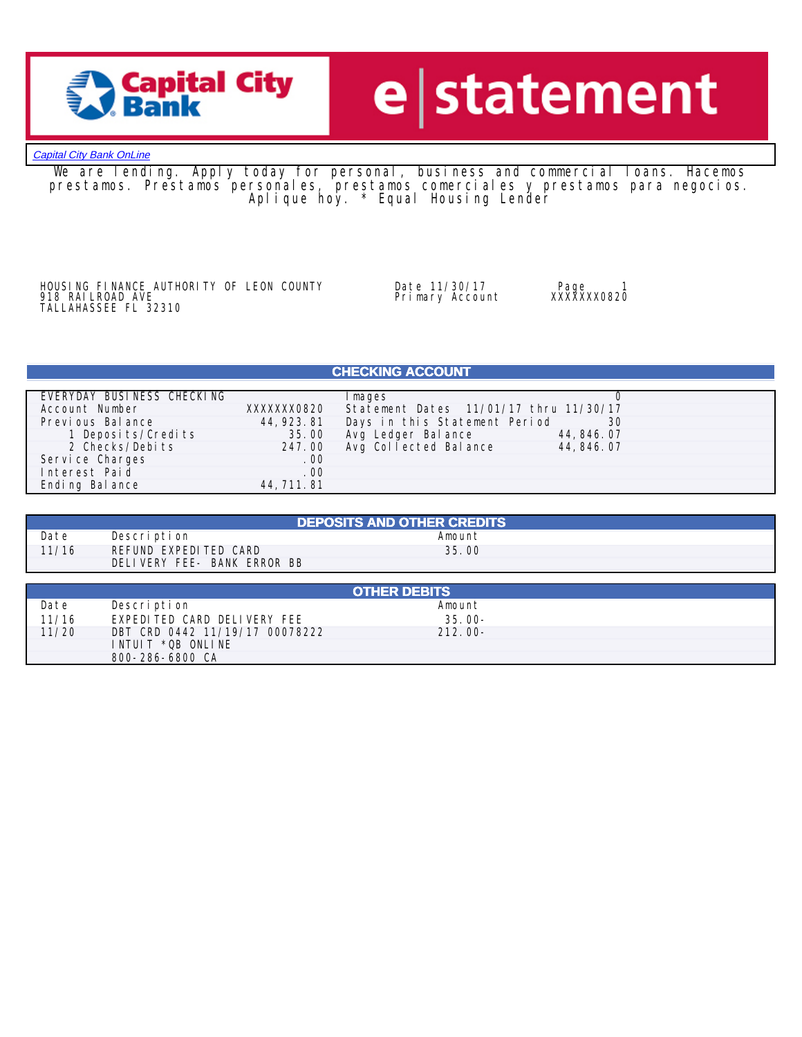Capital City Bank | e statement

Capital City Bank OnLine

We are lending. Apply today for personal, business and commercial loans. Hacemos prestamos. Prestamos personales, prestamos comerciales y prestamos para negocios. Aplique hoy. * Equal Housing Lender

HOUSING FINANCE AUTHORITY OF LEON COUNTY
918 RAILROAD AVE
TALLAHASSEE FL 32310

Date 11/30/17 Page 1
Primary Account XXXXXXX0820

## CHECKING ACCOUNT

| EVERYDAY BUSINESS CHECKING | | Images | 0 |
|---|---|---|---|
| Account Number | XXXXXXX0820 | Statement Dates | 11/01/17 thru 11/30/17 |
| Previous Balance | 44,923.81 | Days in this Statement Period | 30 |
| 1 Deposits/Credits | 35.00 | Avg Ledger Balance | 44,846.07 |
| 2 Checks/Debits | 247.00 | Avg Collected Balance | 44,846.07 |
| Service Charges | .00 | | |
| Interest Paid | .00 | | |
| Ending Balance | 44,711.81 | | |

## DEPOSITS AND OTHER CREDITS

| Date | Description | Amount |
|---|---|---|
| 11/16 | REFUND EXPEDITED CARD DELIVERY FEE- BANK ERROR BB | 35.00 |

## OTHER DEBITS

| Date | Description | Amount |
|---|---|---|
| 11/16 | EXPEDITED CARD DELIVERY FEE | 35.00- |
| 11/20 | DBT CRD 0442 11/19/17 00078222 INTUIT *QB ONLINE 800-286-6800 CA | 212.00- |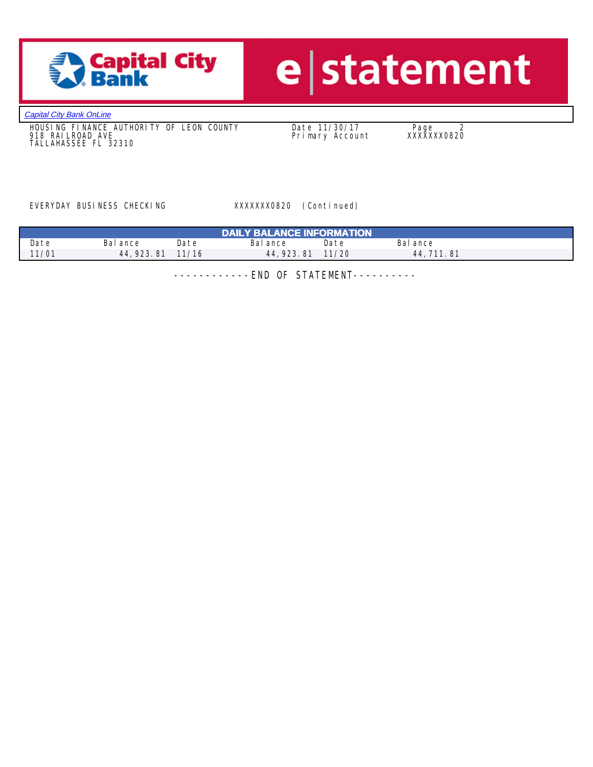Capital City Bank | e statement

Capital City Bank OnLine

HOUSING FINANCE AUTHORITY OF LEON COUNTY
918 RAILROAD AVE
TALLAHASSEE FL 32310

Date 11/30/17
Primary Account XXXXXXX0820

EVERYDAY BUSINESS CHECKING XXXXXXX0820 (Continued)

| DAILY BALANCE INFORMATION | | | | | |
|---|---|---|---|---|---|
| Date | Balance | Date | Balance | Date | Balance |
| 11/01 | 44,923.81 | 11/16 | 44,923.81 | 11/20 | 44,711.81 |

------------END OF STATEMENT----------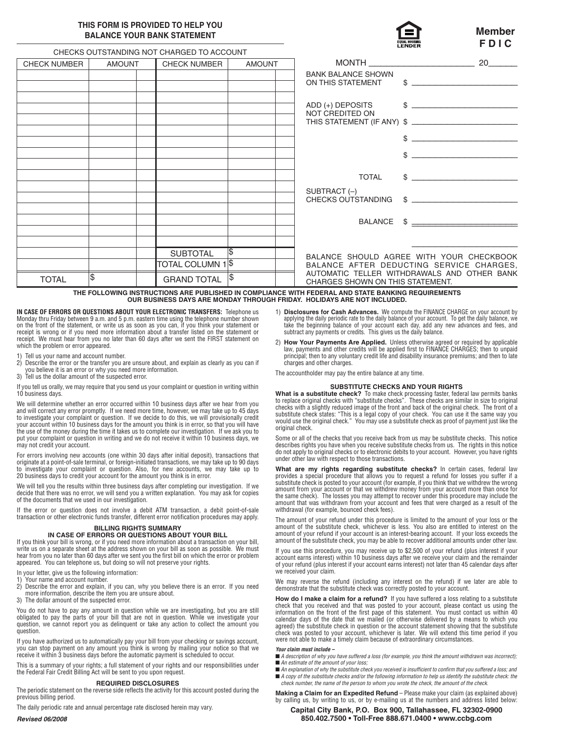## THIS FORM IS PROVIDED TO HELP YOU BALANCE YOUR BANK STATEMENT

Member FDIC

CHECKS OUTSTANDING NOT CHARGED TO ACCOUNT

| CHECK NUMBER | AMOUNT | | CHECK NUMBER | AMOUNT | |
|---|---|---|---|---|---|
| | | | | | |
| | | | | | |
| | | | | | |
| | | | | | |
| | | | | | |
| | | | | | |
| | | | | | |
| | | | | | |
| | | | | | |
| | | | | | |
| | | | | | |
| | | | | | |
| | | | | | |
| | | | | | |
| | | | | | |
| | | | SUBTOTAL | $ | |
| | | | TOTAL COLUMN 1 | $ | |
| TOTAL | $ | | GRAND TOTAL | $ | |

MONTH ______________________ 20______

BANK BALANCE SHOWN ON THIS STATEMENT $ ____________

ADD (+) DEPOSITS NOT CREDITED ON THIS STATEMENT (IF ANY) $ ____________ $ ____________ $ ____________ $ ____________

TOTAL $ ____________

SUBTRACT (–) CHECKS OUTSTANDING $ ____________

BALANCE $ ____________

BALANCE SHOULD AGREE WITH YOUR CHECKBOOK BALANCE AFTER DEDUCTING SERVICE CHARGES, AUTOMATIC TELLER WITHDRAWALS AND OTHER BANK CHARGES SHOWN ON THIS STATEMENT.

**THE FOLLOWING INSTRUCTIONS ARE PUBLISHED IN COMPLIANCE WITH FEDERAL AND STATE BANKING REQUIREMENTS**
**OUR BUSINESS DAYS ARE MONDAY THROUGH FRIDAY. HOLIDAYS ARE NOT INCLUDED.**

**IN CASE OF ERRORS OR QUESTIONS ABOUT YOUR ELECTRONIC TRANSFERS:** Telephone us Monday thru Friday between 9 a.m. and 5 p.m. eastern time using the telephone number shown on the front of the statement, or write us as soon as you can, if you think your statement or receipt is wrong or if you need more information about a transfer listed on the statement or receipt. We must hear from you no later than 60 days after we sent the FIRST statement on which the problem or error appeared.

1) Tell us your name and account number.
2) Describe the error or the transfer you are unsure about, and explain as clearly as you can if you believe it is an error or why you need more information.
3) Tell us the dollar amount of the suspected error.

If you tell us orally, we may require that you send us your complaint or question in writing within 10 business days.

We will determine whether an error occurred within 10 business days after we hear from you and will correct any error promptly. If we need more time, however, we may take up to 45 days to investigate your complaint or question. If we decide to do this, we will provisionally credit your account within 10 business days for the amount you think is in error, so that you will have the use of the money during the time it takes us to complete our investigation. If we ask you to put your complaint or question in writing and we do not receive it within 10 business days, we may not credit your account.

For errors involving new accounts (one within 30 days after initial deposit), transactions that originate at a point-of-sale terminal, or foreign-initiated transactions, we may take up to 90 days to investigate your complaint or question. Also, for new accounts, we may take up to 20 business days to credit your account for the amount you think is in error.

We will tell you the results within three business days after completing our investigation. If we decide that there was no error, we will send you a written explanation. You may ask for copies of the documents that we used in our investigation.

If the error or question does not involve a debit ATM transaction, a debit point-of-sale transaction or other electronic funds transfer, different error notification procedures may apply.

### BILLING RIGHTS SUMMARY
### IN CASE OF ERRORS OR QUESTIONS ABOUT YOUR BILL

If you think your bill is wrong, or if you need more information about a transaction on your bill, write us on a separate sheet at the address shown on your bill as soon as possible. We must hear from you no later than 60 days after we sent you the first bill on which the error or problem appeared. You can telephone us, but doing so will not preserve your rights.

In your letter, give us the following information:

1) Your name and account number.
2) Describe the error and explain, if you can, why you believe there is an error. If you need more information, describe the item you are unsure about.
3) The dollar amount of the suspected error.

You do not have to pay any amount in question while we are investigating, but you are still obligated to pay the parts of your bill that are not in question. While we investigate your question, we cannot report you as delinquent or take any action to collect the amount you question.

If you have authorized us to automatically pay your bill from your checking or savings account, you can stop payment on any amount you think is wrong by mailing your notice so that we receive it within 3 business days before the automatic payment is scheduled to occur.

This is a summary of your rights; a full statement of your rights and our responsibilities under the Federal Fair Credit Billing Act will be sent to you upon request.

### REQUIRED DISCLOSURES

The periodic statement on the reverse side reflects the activity for this account posted during the previous billing period.

The daily periodic rate and annual percentage rate disclosed herein may vary.

1) **Disclosures for Cash Advances.** We compute the FINANCE CHARGE on your account by applying the daily periodic rate to the daily balance of your account. To get the daily balance, we take the beginning balance of your account each day, add any new advances and fees, and subtract any payments or credits. This gives us the daily balance.
2) **How Your Payments Are Applied.** Unless otherwise agreed or required by applicable law, payments and other credits will be applied first to FINANCE CHARGES; then to unpaid principal; then to any voluntary credit life and disability insurance premiums; and then to late charges and other charges.

The accountholder may pay the entire balance at any time.

### SUBSTITUTE CHECKS AND YOUR RIGHTS

**What is a substitute check?** To make check processing faster, federal law permits banks to replace original checks with "substitute checks". These checks are similar in size to original checks with a slightly reduced image of the front and back of the original check. The front of a substitute check states: "This is a legal copy of your check. You can use it the same way you would use the original check." You may use a substitute check as proof of payment just like the original check.

Some or all of the checks that you receive back from us may be substitute checks. This notice describes rights you have when you receive substitute checks from us. The rights in this notice do not apply to original checks or to electronic debits to your account. However, you have rights under other law with respect to those transactions.

**What are my rights regarding substitute checks?** In certain cases, federal law provides a special procedure that allows you to request a refund for losses you suffer if a substitute check is posted to your account (for example, if you think that we withdrew the wrong amount from your account or that we withdrew money from your account more than once for the same check). The losses you may attempt to recover under this procedure may include the amount that was withdrawn from your account and fees that were charged as a result of the withdrawal (for example, bounced check fees).

The amount of your refund under this procedure is limited to the amount of your loss or the amount of the substitute check, whichever is less. You also are entitled to interest on the amount of your refund if your account is an interest-bearing account. If your loss exceeds the amount of the substitute check, you may be able to recover additional amounts under other law.

If you use this procedure, you may receive up to $2,500 of your refund (plus interest if your account earns interest) within 10 business days after we receive your claim and the remainder of your refund (plus interest if your account earns interest) not later than 45 calendar days after we received your claim.

We may reverse the refund (including any interest on the refund) if we later are able to demonstrate that the substitute check was correctly posted to your account.

**How do I make a claim for a refund?** If you have suffered a loss relating to a substitute check that you received and that was posted to your account, please contact us using the information on the front of the first page of this statement. You must contact us within 40 calendar days of the date that we mailed (or otherwise delivered by a means to which you agreed) the substitute check in question or the account statement showing that the substitute check was posted to your account, whichever is later. We will extend this time period if you were not able to make a timely claim because of extraordinary circumstances.

***Your claim must include –***

- *A description of why you have suffered a loss (for example, you think the amount withdrawn was incorrect);*
- *An estimate of the amount of your loss;*
- *An explanation of why the substitute check you received is insufficient to confirm that you suffered a loss; and*
- *A copy of the substitute checks and/or the following information to help us identify the substitute check: the check number, the name of the person to whom you wrote the check, the amount of the check.*

**Making a Claim for an Expedited Refund** – Please make your claim (as explained above) by calling us, by writing to us, or by e-mailing us at the numbers and address listed below:

**Capital City Bank, P.O. Box 900, Tallahassee, FL 32302-0900**
**850.402.7500 • Toll-Free 888.671.0400 • www.ccbg.com**

***Revised 06/2008***